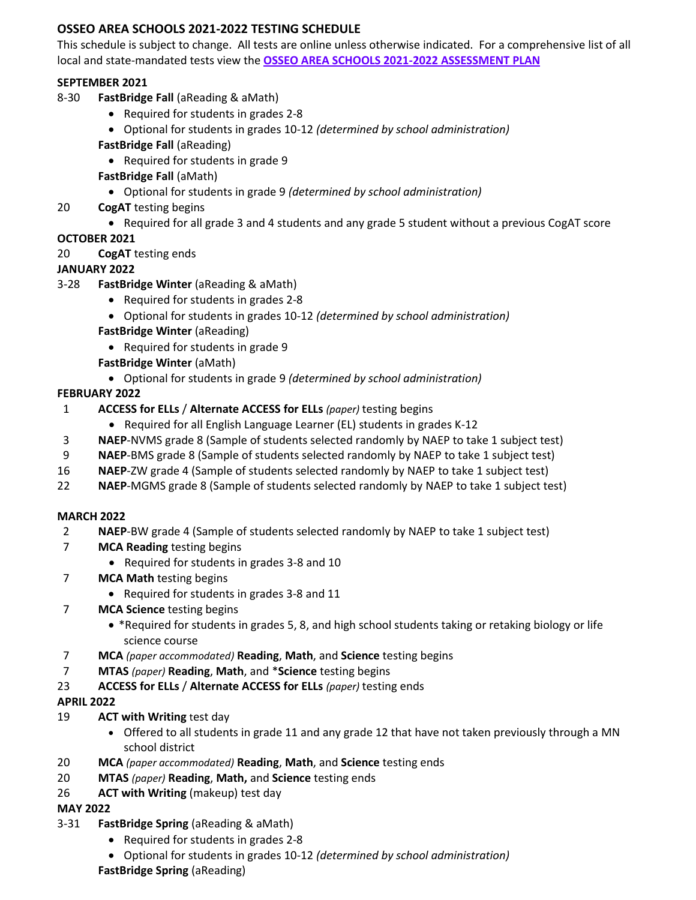## OSSEO AREA SCHOOLS 2021-2022 TESTING SCHEDULE

This schedule is subject to change. All tests are online unless otherwise indicated. For a comprehensive list of all local and state-mandated tests view the **OSSEO AREA SCHOOLS 2021-2022 ASSESSMENT PLAN**

### SEPTEMBER 2021

8-30 **FastBridge Fall** (aReading & aMath)
- Required for students in grades 2-8
- Optional for students in grades 10-12 *(determined by school administration)*

**FastBridge Fall** (aReading)
- Required for students in grade 9

**FastBridge Fall** (aMath)
- Optional for students in grade 9 *(determined by school administration)*

20 **CogAT** testing begins
- Required for all grade 3 and 4 students and any grade 5 student without a previous CogAT score

### OCTOBER 2021

20 **CogAT** testing ends

### JANUARY 2022

3-28 **FastBridge Winter** (aReading & aMath)
- Required for students in grades 2-8
- Optional for students in grades 10-12 *(determined by school administration)*

**FastBridge Winter** (aReading)
- Required for students in grade 9

**FastBridge Winter** (aMath)
- Optional for students in grade 9 *(determined by school administration)*

### FEBRUARY 2022

1 **ACCESS for ELLs** / **Alternate ACCESS for ELLs** *(paper)* testing begins
- Required for all English Language Learner (EL) students in grades K-12

3 **NAEP**-NVMS grade 8 (Sample of students selected randomly by NAEP to take 1 subject test)

9 **NAEP**-BMS grade 8 (Sample of students selected randomly by NAEP to take 1 subject test)

16 **NAEP**-ZW grade 4 (Sample of students selected randomly by NAEP to take 1 subject test)

22 **NAEP**-MGMS grade 8 (Sample of students selected randomly by NAEP to take 1 subject test)

### MARCH 2022

2 **NAEP**-BW grade 4 (Sample of students selected randomly by NAEP to take 1 subject test)

7 **MCA Reading** testing begins
- Required for students in grades 3-8 and 10

7 **MCA Math** testing begins
- Required for students in grades 3-8 and 11

7 **MCA Science** testing begins
- *Required for students in grades 5, 8, and high school students taking or retaking biology or life science course

7 **MCA** *(paper accommodated)* **Reading**, **Math**, and **Science** testing begins

7 **MTAS** *(paper)* **Reading**, **Math**, and ***Science** testing begins

23 **ACCESS for ELLs** / **Alternate ACCESS for ELLs** *(paper)* testing ends

### APRIL 2022

19 **ACT with Writing** test day
- Offered to all students in grade 11 and any grade 12 that have not taken previously through a MN school district

20 **MCA** *(paper accommodated)* **Reading**, **Math**, and **Science** testing ends

20 **MTAS** *(paper)* **Reading**, **Math,** and **Science** testing ends

26 **ACT with Writing** (makeup) test day

### MAY 2022

3-31 **FastBridge Spring** (aReading & aMath)
- Required for students in grades 2-8
- Optional for students in grades 10-12 *(determined by school administration)*

**FastBridge Spring** (aReading)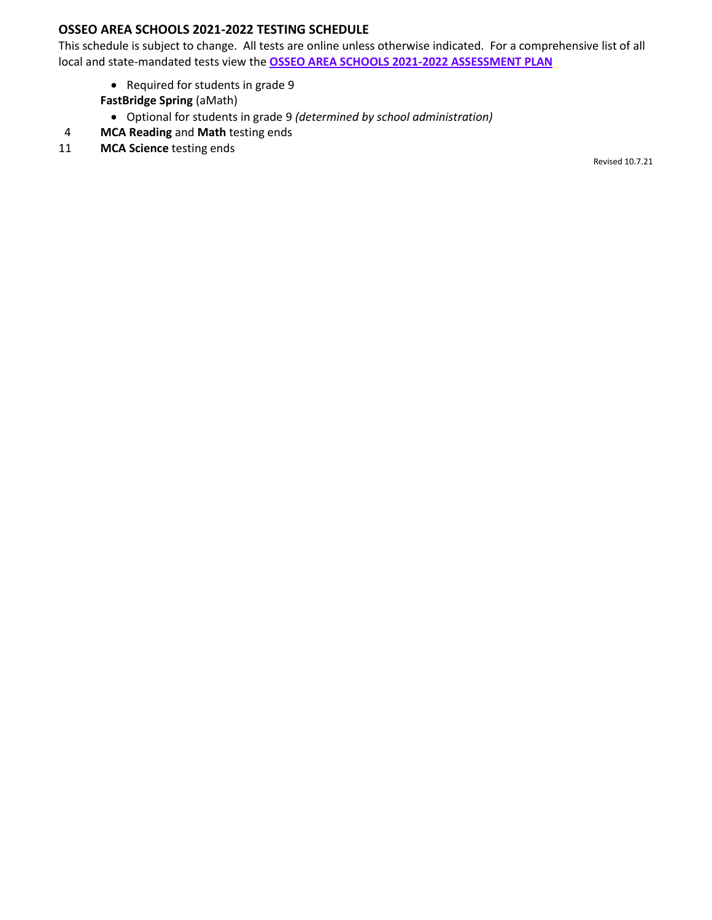## OSSEO AREA SCHOOLS 2021-2022 TESTING SCHEDULE

This schedule is subject to change. All tests are online unless otherwise indicated. For a comprehensive list of all local and state-mandated tests view the **OSSEO AREA SCHOOLS 2021-2022 ASSESSMENT PLAN**

- Required for students in grade 9

**FastBridge Spring** (aMath)

- Optional for students in grade 9 *(determined by school administration)*

4 **MCA Reading** and **Math** testing ends

11 **MCA Science** testing ends

Revised 10.7.21